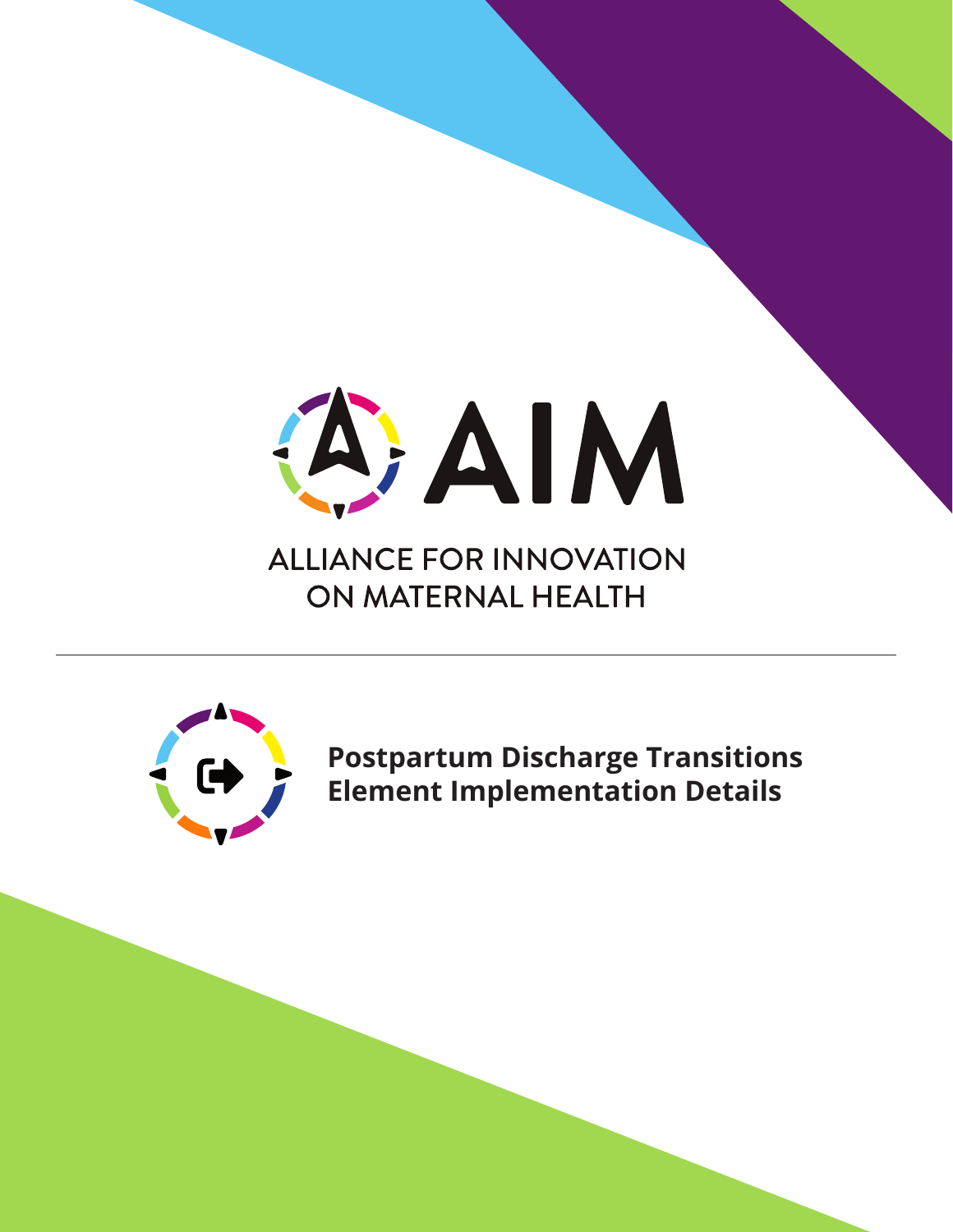# AIM

ALLIANCE FOR INNOVATION ON MATERNAL HEALTH

## Postpartum Discharge Transitions Element Implementation Details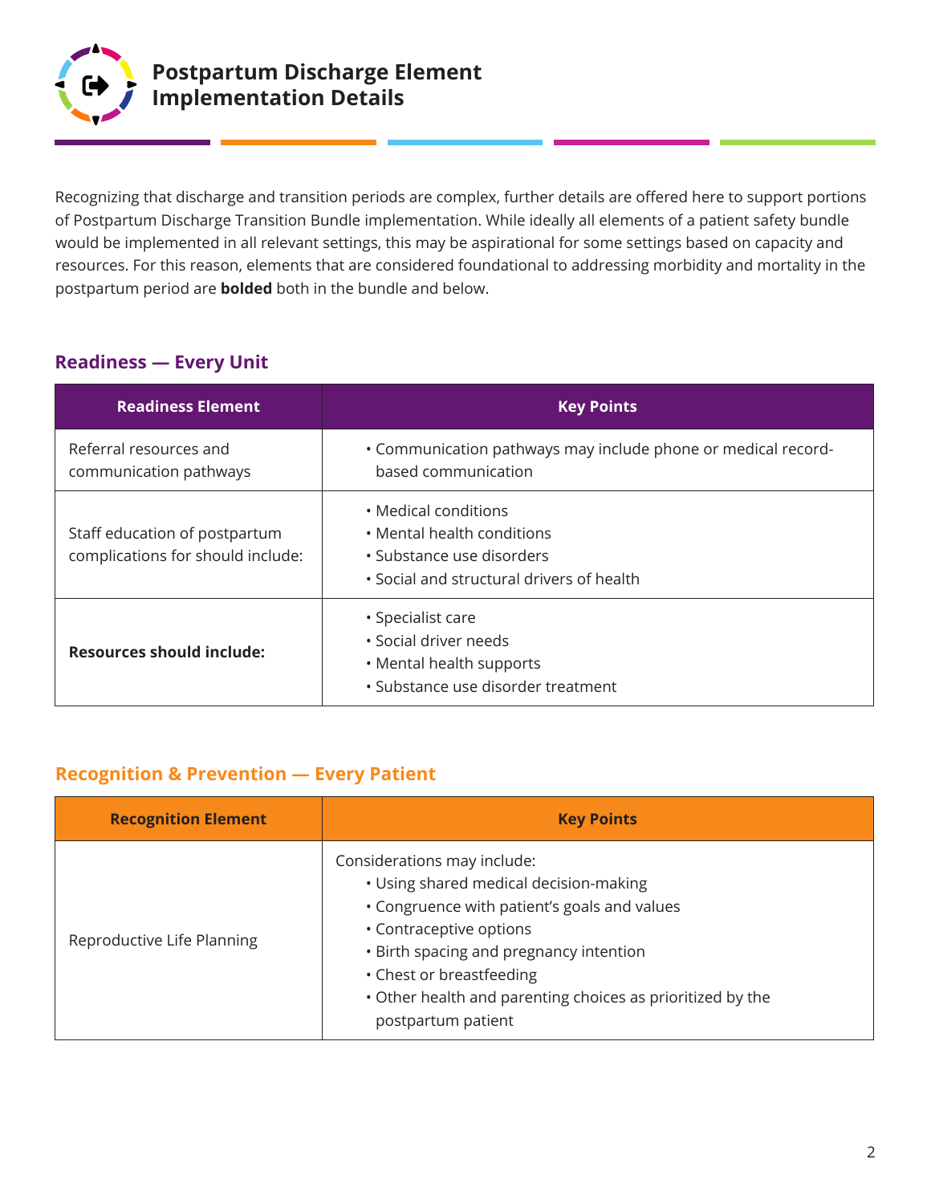# Postpartum Discharge Element Implementation Details

Recognizing that discharge and transition periods are complex, further details are offered here to support portions of Postpartum Discharge Transition Bundle implementation. While ideally all elements of a patient safety bundle would be implemented in all relevant settings, this may be aspirational for some settings based on capacity and resources. For this reason, elements that are considered foundational to addressing morbidity and mortality in the postpartum period are **bolded** both in the bundle and below.

## Readiness — Every Unit

| Readiness Element | Key Points |
| --- | --- |
| Referral resources and communication pathways | • Communication pathways may include phone or medical record-based communication |
| Staff education of postpartum complications for should include: | • Medical conditions<br>• Mental health conditions<br>• Substance use disorders<br>• Social and structural drivers of health |
| **Resources should include:** | • Specialist care<br>• Social driver needs<br>• Mental health supports<br>• Substance use disorder treatment |

## Recognition & Prevention — Every Patient

| Recognition Element | Key Points |
| --- | --- |
| Reproductive Life Planning | Considerations may include:<br>• Using shared medical decision-making<br>• Congruence with patient's goals and values<br>• Contraceptive options<br>• Birth spacing and pregnancy intention<br>• Chest or breastfeeding<br>• Other health and parenting choices as prioritized by the postpartum patient |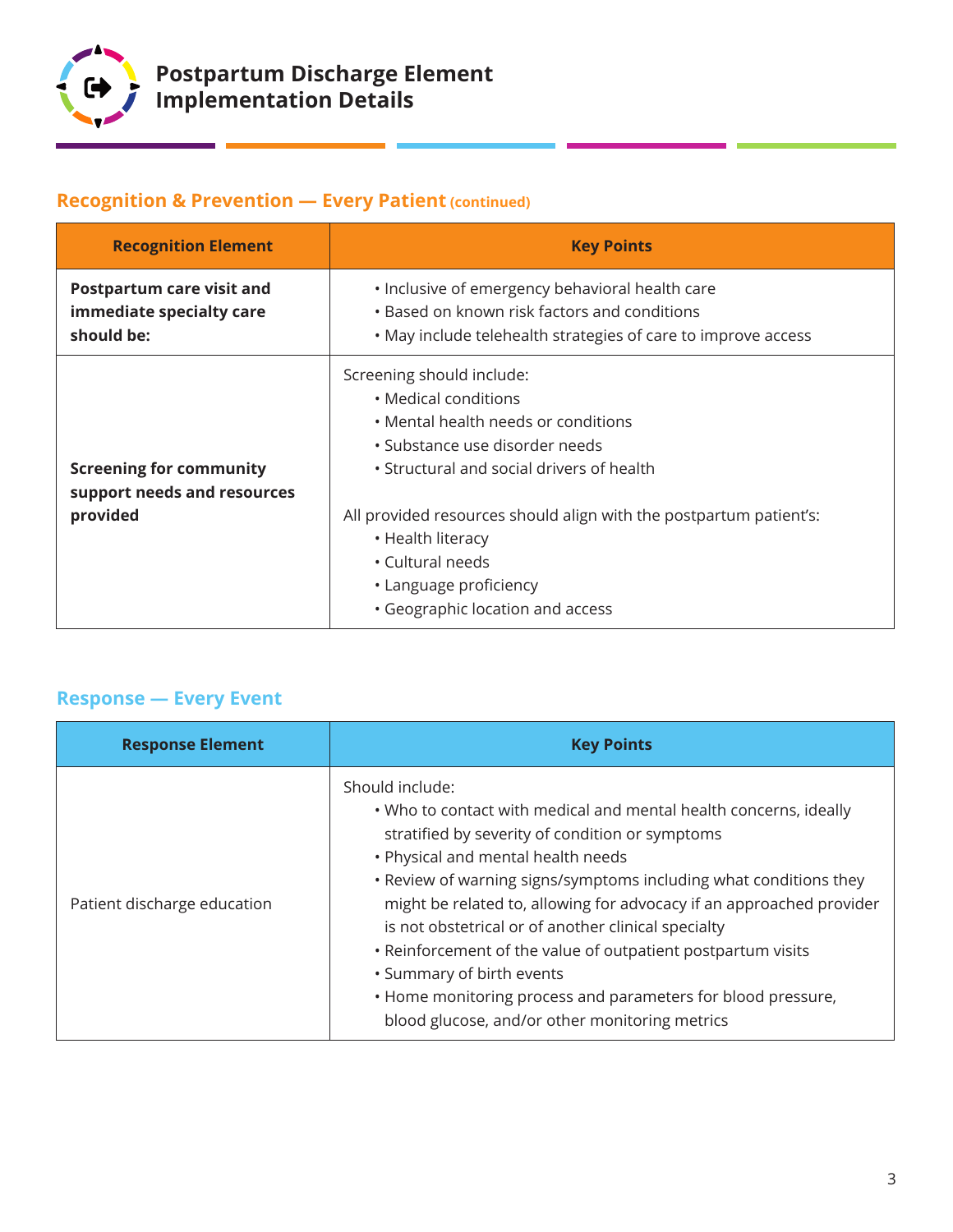# Postpartum Discharge Element Implementation Details

## Recognition & Prevention — Every Patient (continued)

| Recognition Element | Key Points |
|---|---|
| **Postpartum care visit and immediate specialty care should be:** | • Inclusive of emergency behavioral health care<br>• Based on known risk factors and conditions<br>• May include telehealth strategies of care to improve access |
| **Screening for community support needs and resources provided** | Screening should include:<br>• Medical conditions<br>• Mental health needs or conditions<br>• Substance use disorder needs<br>• Structural and social drivers of health<br><br>All provided resources should align with the postpartum patient's:<br>• Health literacy<br>• Cultural needs<br>• Language proficiency<br>• Geographic location and access |

## Response — Every Event

| Response Element | Key Points |
|---|---|
| Patient discharge education | Should include:<br>• Who to contact with medical and mental health concerns, ideally stratified by severity of condition or symptoms<br>• Physical and mental health needs<br>• Review of warning signs/symptoms including what conditions they might be related to, allowing for advocacy if an approached provider is not obstetrical or of another clinical specialty<br>• Reinforcement of the value of outpatient postpartum visits<br>• Summary of birth events<br>• Home monitoring process and parameters for blood pressure, blood glucose, and/or other monitoring metrics |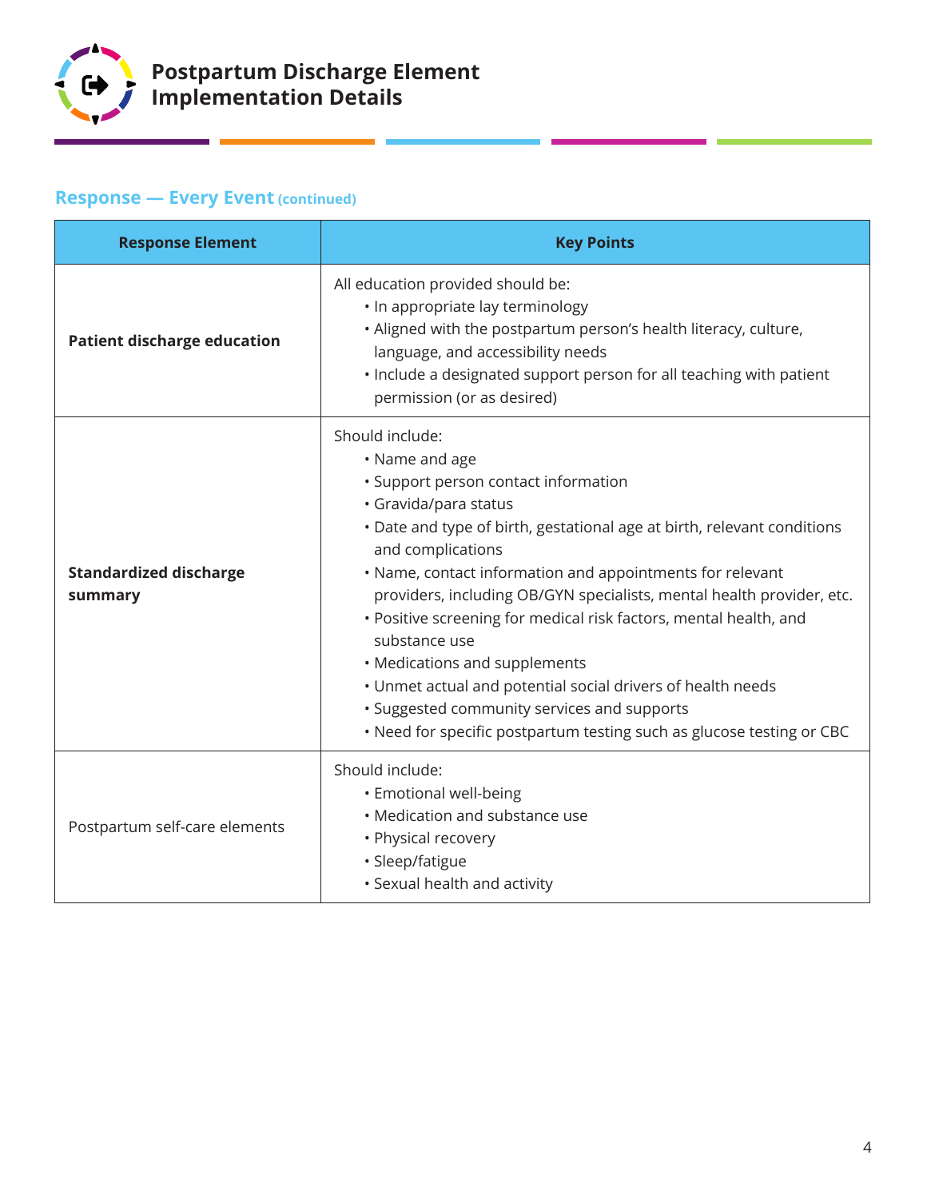# Postpartum Discharge Element Implementation Details

## Response — Every Event (continued)

| Response Element | Key Points |
|---|---|
| **Patient discharge education** | All education provided should be:<br>• In appropriate lay terminology<br>• Aligned with the postpartum person's health literacy, culture, language, and accessibility needs<br>• Include a designated support person for all teaching with patient permission (or as desired) |
| **Standardized discharge summary** | Should include:<br>• Name and age<br>• Support person contact information<br>• Gravida/para status<br>• Date and type of birth, gestational age at birth, relevant conditions and complications<br>• Name, contact information and appointments for relevant providers, including OB/GYN specialists, mental health provider, etc.<br>• Positive screening for medical risk factors, mental health, and substance use<br>• Medications and supplements<br>• Unmet actual and potential social drivers of health needs<br>• Suggested community services and supports<br>• Need for specific postpartum testing such as glucose testing or CBC |
| Postpartum self-care elements | Should include:<br>• Emotional well-being<br>• Medication and substance use<br>• Physical recovery<br>• Sleep/fatigue<br>• Sexual health and activity |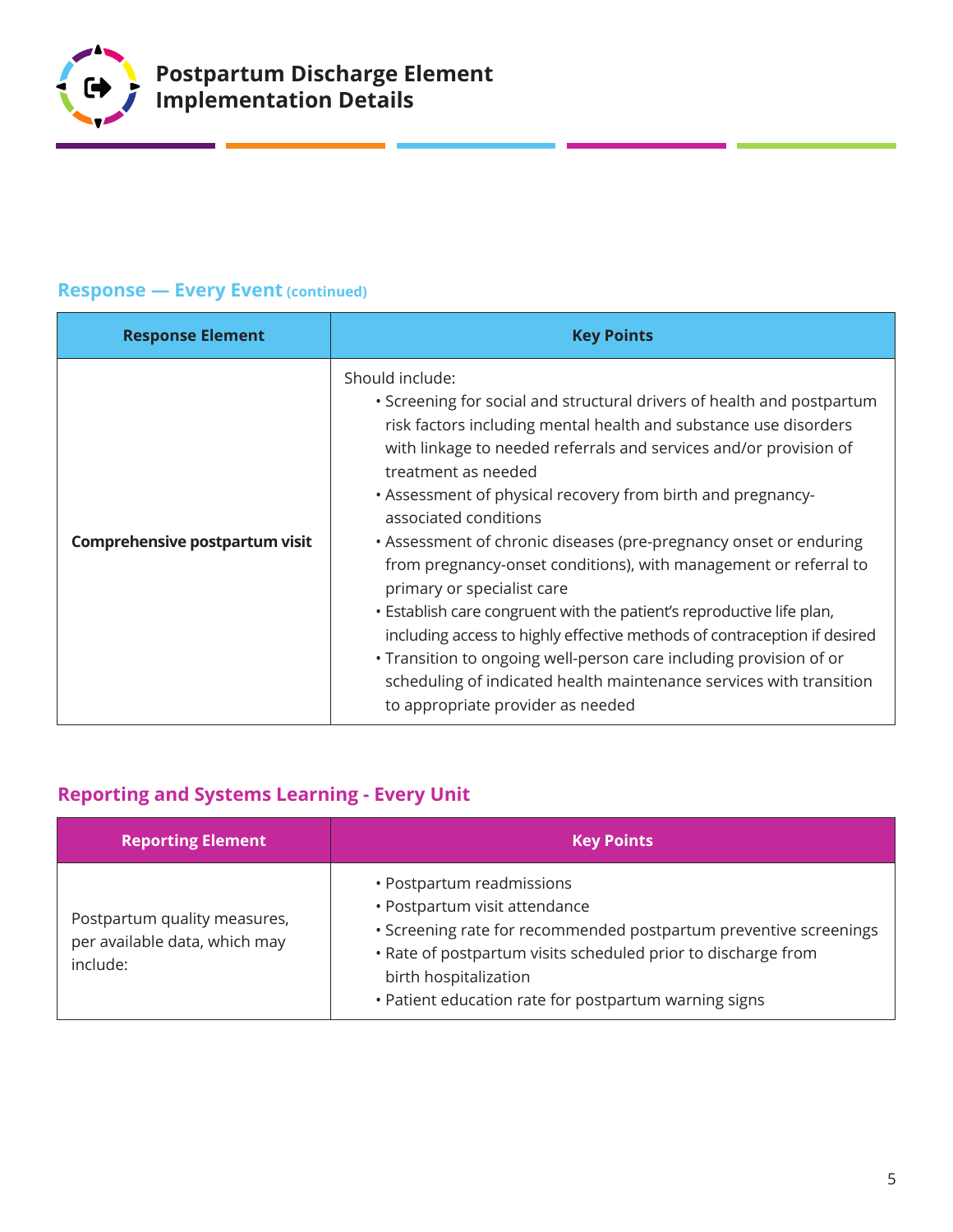# Postpartum Discharge Element Implementation Details

## Response — Every Event (continued)

| Response Element | Key Points |
|---|---|
| **Comprehensive postpartum visit** | Should include:<br>• Screening for social and structural drivers of health and postpartum risk factors including mental health and substance use disorders with linkage to needed referrals and services and/or provision of treatment as needed<br>• Assessment of physical recovery from birth and pregnancy-associated conditions<br>• Assessment of chronic diseases (pre-pregnancy onset or enduring from pregnancy-onset conditions), with management or referral to primary or specialist care<br>• Establish care congruent with the patient's reproductive life plan, including access to highly effective methods of contraception if desired<br>• Transition to ongoing well-person care including provision of or scheduling of indicated health maintenance services with transition to appropriate provider as needed |

## Reporting and Systems Learning - Every Unit

| Reporting Element | Key Points |
|---|---|
| Postpartum quality measures, per available data, which may include: | • Postpartum readmissions<br>• Postpartum visit attendance<br>• Screening rate for recommended postpartum preventive screenings<br>• Rate of postpartum visits scheduled prior to discharge from birth hospitalization<br>• Patient education rate for postpartum warning signs |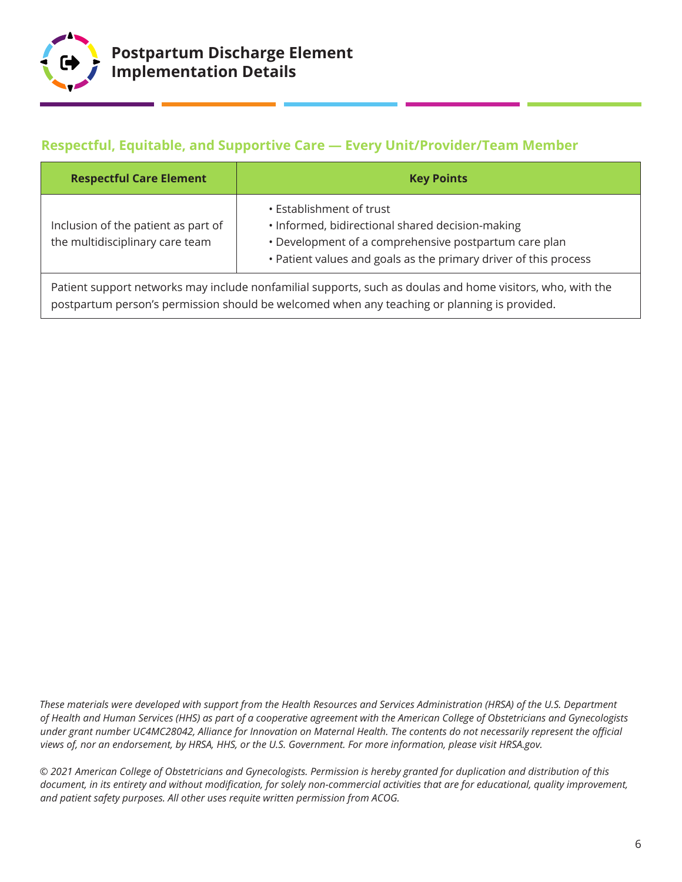# Postpartum Discharge Element Implementation Details

## Respectful, Equitable, and Supportive Care — Every Unit/Provider/Team Member

| Respectful Care Element | Key Points |
| --- | --- |
| Inclusion of the patient as part of the multidisciplinary care team | • Establishment of trust<br>• Informed, bidirectional shared decision-making<br>• Development of a comprehensive postpartum care plan<br>• Patient values and goals as the primary driver of this process |
| Patient support networks may include nonfamilial supports, such as doulas and home visitors, who, with the postpartum person's permission should be welcomed when any teaching or planning is provided. | |

*These materials were developed with support from the Health Resources and Services Administration (HRSA) of the U.S. Department of Health and Human Services (HHS) as part of a cooperative agreement with the American College of Obstetricians and Gynecologists under grant number UC4MC28042, Alliance for Innovation on Maternal Health. The contents do not necessarily represent the official views of, nor an endorsement, by HRSA, HHS, or the U.S. Government. For more information, please visit HRSA.gov.*

*© 2021 American College of Obstetricians and Gynecologists. Permission is hereby granted for duplication and distribution of this document, in its entirety and without modification, for solely non-commercial activities that are for educational, quality improvement, and patient safety purposes. All other uses requite written permission from ACOG.*